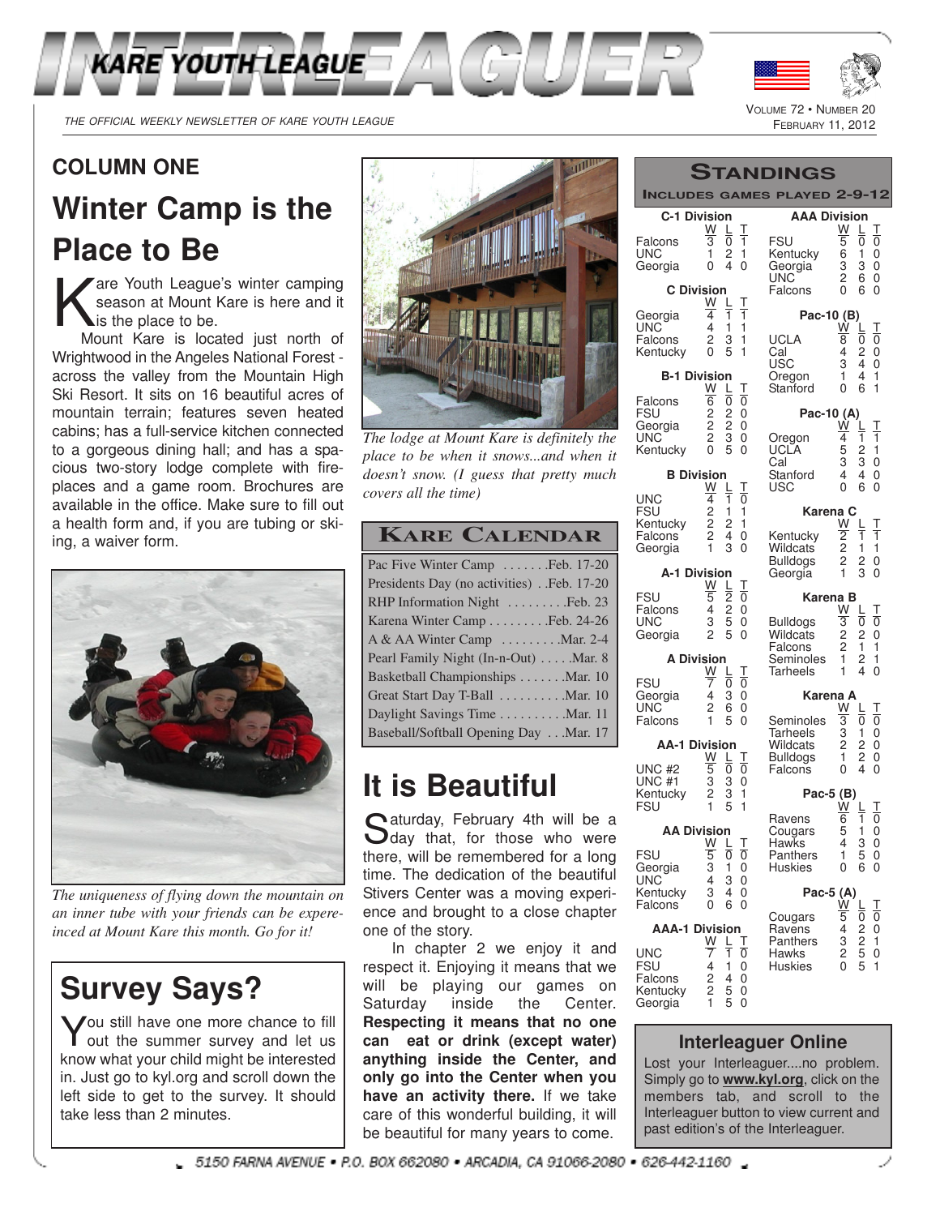# INTERLEAGUER

KARE YOUTH LEAGUE

THE OFFICIAL WEEKLY NEWSLETTER OF KARE YOUTH LEAGUE

VOLUME 72 • NUMBER 20
FEBRUARY 11, 2012

## COLUMN ONE

# Winter Camp is the Place to Be

Kare Youth League's winter camping season at Mount Kare is here and it is the place to be.

Mount Kare is located just north of Wrightwood in the Angeles National Forest - across the valley from the Mountain High Ski Resort. It sits on 16 beautiful acres of mountain terrain; features seven heated cabins; has a full-service kitchen connected to a gorgeous dining hall; and has a spacious two-story lodge complete with fireplaces and a game room. Brochures are available in the office. Make sure to fill out a health form and, if you are tubing or skiing, a waiver form.

*The uniqueness of flying down the mountain on an inner tube with your friends can be expereinced at Mount Kare this month. Go for it!*

# Survey Says?

You still have one more chance to fill out the summer survey and let us know what your child might be interested in. Just go to kyl.org and scroll down the left side to get to the survey. It should take less than 2 minutes.

*The lodge at Mount Kare is definitely the place to be when it snows...and when it doesn't snow. (I guess that pretty much covers all the time)*

## KARE CALENDAR

| Event | Date |
|---|---|
| Pac Five Winter Camp | Feb. 17-20 |
| Presidents Day (no activities) | Feb. 17-20 |
| RHP Information Night | Feb. 23 |
| Karena Winter Camp | Feb. 24-26 |
| A & AA Winter Camp | Mar. 2-4 |
| Pearl Family Night (In-n-Out) | Mar. 8 |
| Basketball Championships | Mar. 10 |
| Great Start Day T-Ball | Mar. 10 |
| Daylight Savings Time | Mar. 11 |
| Baseball/Softball Opening Day | Mar. 17 |

# It is Beautiful

Saturday, February 4th will be a day that, for those who were there, will be remembered for a long time. The dedication of the beautiful Stivers Center was a moving experience and brought to a close chapter one of the story.

In chapter 2 we enjoy it and respect it. Enjoying it means that we will be playing our games on Saturday inside the Center. **Respecting it means that no one can eat or drink (except water) anything inside the Center, and only go into the Center when you have an activity there.** If we take care of this wonderful building, it will be beautiful for many years to come.

## STANDINGS

**INCLUDES GAMES PLAYED 2-9-12**

**C-1 Division**

| Team | W | L | T |
|---|---|---|---|
| Falcons | 3 | 0 | 1 |
| UNC | 1 | 2 | 1 |
| Georgia | 0 | 4 | 0 |

**C Division**

| Team | W | L | T |
|---|---|---|---|
| Georgia | 4 | 1 | 1 |
| UNC | 4 | 1 | 1 |
| Falcons | 2 | 3 | 1 |
| Kentucky | 0 | 5 | 1 |

**B-1 Division**

| Team | W | L | T |
|---|---|---|---|
| Falcons | 6 | 0 | 0 |
| FSU | 2 | 2 | 0 |
| Georgia | 2 | 2 | 0 |
| UNC | 2 | 3 | 0 |
| Kentucky | 0 | 5 | 0 |

**B Division**

| Team | W | L | T |
|---|---|---|---|
| UNC | 4 | 1 | 0 |
| FSU | 2 | 1 | 1 |
| Kentucky | 2 | 2 | 1 |
| Falcons | 2 | 4 | 0 |
| Georgia | 1 | 3 | 0 |

**A-1 Division**

| Team | W | L | T |
|---|---|---|---|
| FSU | 5 | 2 | 0 |
| Falcons | 4 | 2 | 0 |
| UNC | 3 | 5 | 0 |
| Georgia | 2 | 5 | 0 |

**A Division**

| Team | W | L | T |
|---|---|---|---|
| FSU | 7 | 0 | 0 |
| Georgia | 4 | 3 | 0 |
| UNC | 2 | 6 | 0 |
| Falcons | 1 | 5 | 0 |

**AA-1 Division**

| Team | W | L | T |
|---|---|---|---|
| UNC #2 | 5 | 0 | 0 |
| UNC #1 | 3 | 3 | 0 |
| Kentucky | 2 | 3 | 1 |
| FSU | 1 | 5 | 1 |

**AA Division**

| Team | W | L | T |
|---|---|---|---|
| FSU | 5 | 0 | 0 |
| Georgia | 3 | 1 | 0 |
| UNC | 4 | 3 | 0 |
| Kentucky | 3 | 4 | 0 |
| Falcons | 0 | 6 | 0 |

**AAA-1 Division**

| Team | W | L | T |
|---|---|---|---|
| UNC | 7 | 1 | 0 |
| FSU | 4 | 1 | 0 |
| Falcons | 2 | 4 | 0 |
| Kentucky | 2 | 5 | 0 |
| Georgia | 1 | 5 | 0 |

**AAA Division**

| Team | W | L | T |
|---|---|---|---|
| FSU | 5 | 0 | 0 |
| Kentucky | 6 | 1 | 0 |
| Georgia | 3 | 3 | 0 |
| UNC | 2 | 6 | 0 |
| Falcons | 0 | 6 | 0 |

**Pac-10 (B)**

| Team | W | L | T |
|---|---|---|---|
| UCLA | 8 | 0 | 0 |
| Cal | 4 | 2 | 0 |
| USC | 3 | 4 | 0 |
| Oregon | 1 | 4 | 1 |
| Stanford | 0 | 6 | 1 |

**Pac-10 (A)**

| Team | W | L | T |
|---|---|---|---|
| Oregon | 4 | 1 | 1 |
| UCLA | 5 | 2 | 1 |
| Cal | 3 | 3 | 0 |
| Stanford | 4 | 4 | 0 |
| USC | 0 | 6 | 0 |

**Karena C**

| Team | W | L | T |
|---|---|---|---|
| Kentucky | 2 | 1 | 1 |
| Wildcats | 2 | 1 | 1 |
| Bulldogs | 2 | 2 | 0 |
| Georgia | 1 | 3 | 0 |

**Karena B**

| Team | W | L | T |
|---|---|---|---|
| Bulldogs | 3 | 0 | 0 |
| Wildcats | 2 | 2 | 0 |
| Falcons | 2 | 1 | 1 |
| Seminoles | 1 | 2 | 1 |
| Tarheels | 1 | 4 | 0 |

**Karena A**

| Team | W | L | T |
|---|---|---|---|
| Seminoles | 3 | 0 | 0 |
| Tarheels | 3 | 1 | 0 |
| Wildcats | 2 | 2 | 0 |
| Bulldogs | 1 | 2 | 0 |
| Falcons | 0 | 4 | 0 |

**Pac-5 (B)**

| Team | W | L | T |
|---|---|---|---|
| Ravens | 6 | 1 | 0 |
| Cougars | 5 | 1 | 0 |
| Hawks | 4 | 3 | 0 |
| Panthers | 1 | 5 | 0 |
| Huskies | 0 | 6 | 0 |

**Pac-5 (A)**

| Team | W | L | T |
|---|---|---|---|
| Cougars | 5 | 0 | 0 |
| Ravens | 4 | 2 | 0 |
| Panthers | 3 | 2 | 1 |
| Hawks | 2 | 5 | 0 |
| Huskies | 0 | 5 | 1 |

## Interleaguer Online

Lost your Interleaguer....no problem. Simply go to **www.kyl.org**, click on the members tab, and scroll to the Interleaguer button to view current and past edition's of the Interleaguer.

5150 FARNA AVENUE • P.O. BOX 662080 • ARCADIA, CA 91066-2080 • 626-442-1160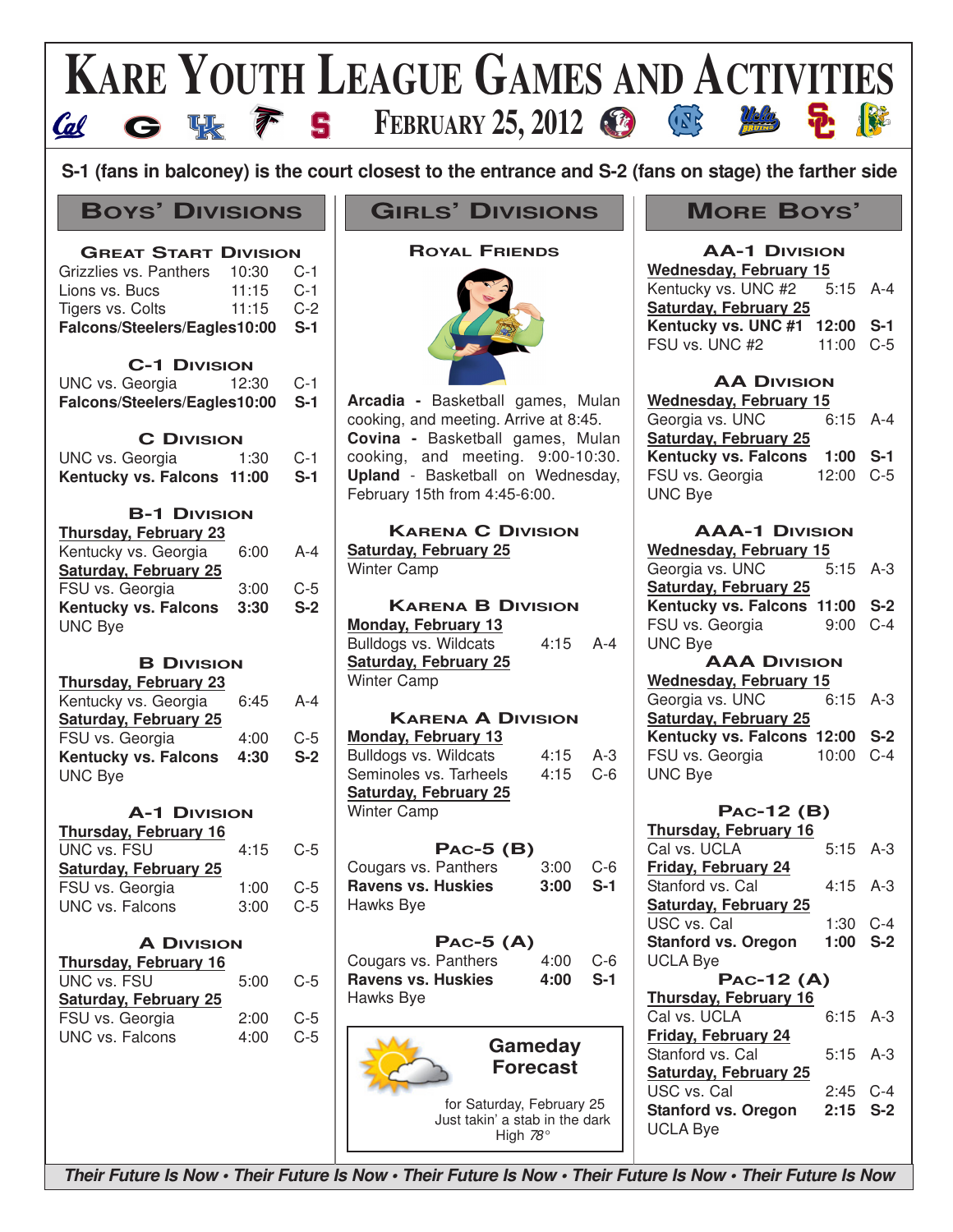# Kare Youth League Games and Activities

**February 25, 2012**

**S-1 (fans in balconey) is the court closest to the entrance and S-2 (fans on stage) the farther side**

## Boys' Divisions

### Great Start Division

| | | |
|---|---|---|
| Grizzlies vs. Panthers | 10:30 | C-1 |
| Lions vs. Bucs | 11:15 | C-1 |
| Tigers vs. Colts | 11:15 | C-2 |
| **Falcons/Steelers/Eagles** | **10:00** | **S-1** |

### C-1 Division

| | | |
|---|---|---|
| UNC vs. Georgia | 12:30 | C-1 |
| **Falcons/Steelers/Eagles** | **10:00** | **S-1** |

### C Division

| | | |
|---|---|---|
| UNC vs. Georgia | 1:30 | C-1 |
| **Kentucky vs. Falcons** | **11:00** | **S-1** |

### B-1 Division

**Thursday, February 23**

| | | |
|---|---|---|
| Kentucky vs. Georgia | 6:00 | A-4 |

**Saturday, February 25**

| | | |
|---|---|---|
| FSU vs. Georgia | 3:00 | C-5 |
| **Kentucky vs. Falcons** | **3:30** | **S-2** |
| UNC Bye | | |

### B Division

**Thursday, February 23**

| | | |
|---|---|---|
| Kentucky vs. Georgia | 6:45 | A-4 |

**Saturday, February 25**

| | | |
|---|---|---|
| FSU vs. Georgia | 4:00 | C-5 |
| **Kentucky vs. Falcons** | **4:30** | **S-2** |
| UNC Bye | | |

### A-1 Division

**Thursday, February 16**

| | | |
|---|---|---|
| UNC vs. FSU | 4:15 | C-5 |

**Saturday, February 25**

| | | |
|---|---|---|
| FSU vs. Georgia | 1:00 | C-5 |
| UNC vs. Falcons | 3:00 | C-5 |

### A Division

**Thursday, February 16**

| | | |
|---|---|---|
| UNC vs. FSU | 5:00 | C-5 |

**Saturday, February 25**

| | | |
|---|---|---|
| FSU vs. Georgia | 2:00 | C-5 |
| UNC vs. Falcons | 4:00 | C-5 |

## Girls' Divisions

### Royal Friends

**Arcadia** - Basketball games, Mulan cooking, and meeting. Arrive at 8:45.
**Covina** - Basketball games, Mulan cooking, and meeting. 9:00-10:30.
**Upland** - Basketball on Wednesday, February 15th from 4:45-6:00.

### Karena C Division

**Saturday, February 25**

Winter Camp

### Karena B Division

**Monday, February 13**

| | | |
|---|---|---|
| Bulldogs vs. Wildcats | 4:15 | A-4 |

**Saturday, February 25**

Winter Camp

### Karena A Division

**Monday, February 13**

| | | |
|---|---|---|
| Bulldogs vs. Wildcats | 4:15 | A-3 |
| Seminoles vs. Tarheels | 4:15 | C-6 |

**Saturday, February 25**

Winter Camp

### Pac-5 (B)

| | | |
|---|---|---|
| Cougars vs. Panthers | 3:00 | C-6 |
| **Ravens vs. Huskies** | **3:00** | **S-1** |
| Hawks Bye | | |

### Pac-5 (A)

| | | |
|---|---|---|
| Cougars vs. Panthers | 4:00 | C-6 |
| **Ravens vs. Huskies** | **4:00** | **S-1** |
| Hawks Bye | | |

**Gameday Forecast**

for Saturday, February 25
Just takin' a stab in the dark
High 78°

## More Boys'

### AA-1 Division

**Wednesday, February 15**

| | | |
|---|---|---|
| Kentucky vs. UNC #2 | 5:15 | A-4 |

**Saturday, February 25**

| | | |
|---|---|---|
| **Kentucky vs. UNC #1** | **12:00** | **S-1** |
| FSU vs. UNC #2 | 11:00 | C-5 |

### AA Division

**Wednesday, February 15**

| | | |
|---|---|---|
| Georgia vs. UNC | 6:15 | A-4 |

**Saturday, February 25**

| | | |
|---|---|---|
| **Kentucky vs. Falcons** | **1:00** | **S-1** |
| FSU vs. Georgia | 12:00 | C-5 |
| UNC Bye | | |

### AAA-1 Division

**Wednesday, February 15**

| | | |
|---|---|---|
| Georgia vs. UNC | 5:15 | A-3 |

**Saturday, February 25**

| | | |
|---|---|---|
| **Kentucky vs. Falcons** | **11:00** | **S-2** |
| FSU vs. Georgia | 9:00 | C-4 |
| UNC Bye | | |

### AAA Division

**Wednesday, February 15**

| | | |
|---|---|---|
| Georgia vs. UNC | 6:15 | A-3 |

**Saturday, February 25**

| | | |
|---|---|---|
| **Kentucky vs. Falcons** | **12:00** | **S-2** |
| FSU vs. Georgia | 10:00 | C-4 |
| UNC Bye | | |

### Pac-12 (B)

**Thursday, February 16**

| | | |
|---|---|---|
| Cal vs. UCLA | 5:15 | A-3 |

**Friday, February 24**

| | | |
|---|---|---|
| Stanford vs. Cal | 4:15 | A-3 |

**Saturday, February 25**

| | | |
|---|---|---|
| USC vs. Cal | 1:30 | C-4 |
| **Stanford vs. Oregon** | **1:00** | **S-2** |
| UCLA Bye | | |

### Pac-12 (A)

**Thursday, February 16**

| | | |
|---|---|---|
| Cal vs. UCLA | 6:15 | A-3 |

**Friday, February 24**

| | | |
|---|---|---|
| Stanford vs. Cal | 5:15 | A-3 |

**Saturday, February 25**

| | | |
|---|---|---|
| USC vs. Cal | 2:45 | C-4 |
| **Stanford vs. Oregon** | **2:15** | **S-2** |
| UCLA Bye | | |

***Their Future Is Now • Their Future Is Now • Their Future Is Now • Their Future Is Now • Their Future Is Now***